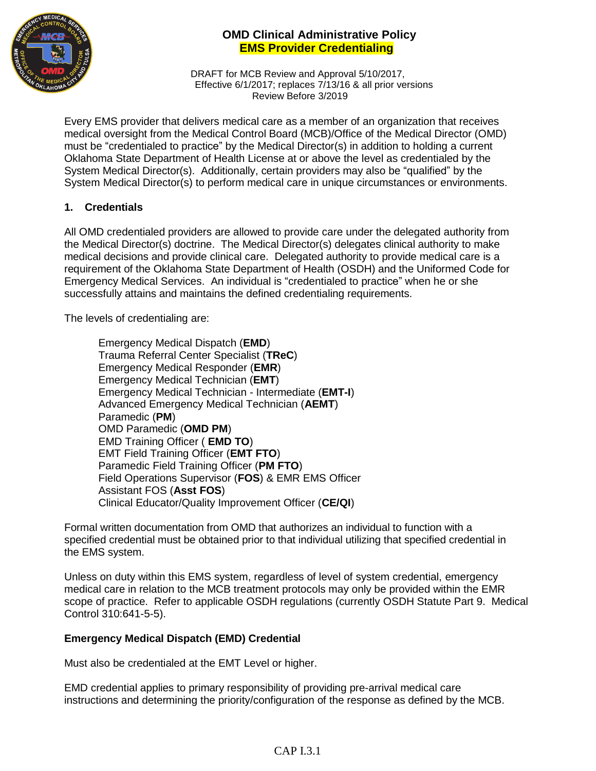# OMD Clinical Administrative Policy

## EMS Provider Credentialing

DRAFT for MCB Review and Approval 5/10/2017,
Effective 6/1/2017; replaces 7/13/16 & all prior versions
Review Before 3/2019

Every EMS provider that delivers medical care as a member of an organization that receives medical oversight from the Medical Control Board (MCB)/Office of the Medical Director (OMD) must be "credentialed to practice" by the Medical Director(s) in addition to holding a current Oklahoma State Department of Health License at or above the level as credentialed by the System Medical Director(s). Additionally, certain providers may also be "qualified" by the System Medical Director(s) to perform medical care in unique circumstances or environments.

### 1. Credentials

All OMD credentialed providers are allowed to provide care under the delegated authority from the Medical Director(s) doctrine. The Medical Director(s) delegates clinical authority to make medical decisions and provide clinical care. Delegated authority to provide medical care is a requirement of the Oklahoma State Department of Health (OSDH) and the Uniformed Code for Emergency Medical Services. An individual is "credentialed to practice" when he or she successfully attains and maintains the defined credentialing requirements.

The levels of credentialing are:

- Emergency Medical Dispatch (**EMD**)
- Trauma Referral Center Specialist (**TReC**)
- Emergency Medical Responder (**EMR**)
- Emergency Medical Technician (**EMT**)
- Emergency Medical Technician - Intermediate (**EMT-I**)
- Advanced Emergency Medical Technician (**AEMT**)
- Paramedic (**PM**)
- OMD Paramedic (**OMD PM**)
- EMD Training Officer ( **EMD TO**)
- EMT Field Training Officer (**EMT FTO**)
- Paramedic Field Training Officer (**PM FTO**)
- Field Operations Supervisor (**FOS**) & EMR EMS Officer
- Assistant FOS (**Asst FOS**)
- Clinical Educator/Quality Improvement Officer (**CE/QI**)

Formal written documentation from OMD that authorizes an individual to function with a specified credential must be obtained prior to that individual utilizing that specified credential in the EMS system.

Unless on duty within this EMS system, regardless of level of system credential, emergency medical care in relation to the MCB treatment protocols may only be provided within the EMR scope of practice. Refer to applicable OSDH regulations (currently OSDH Statute Part 9. Medical Control 310:641-5-5).

**Emergency Medical Dispatch (EMD) Credential**

Must also be credentialed at the EMT Level or higher.

EMD credential applies to primary responsibility of providing pre-arrival medical care instructions and determining the priority/configuration of the response as defined by the MCB.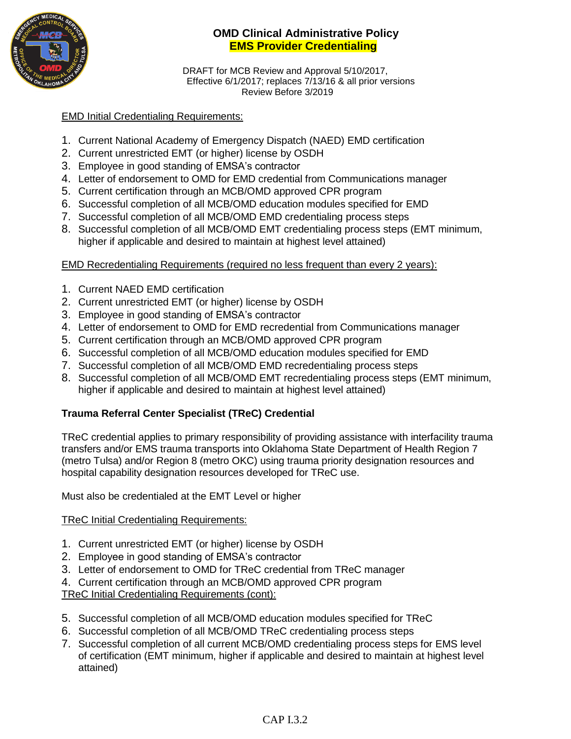# OMD Clinical Administrative Policy

## EMS Provider Credentialing

DRAFT for MCB Review and Approval 5/10/2017, Effective 6/1/2017; replaces 7/13/16 & all prior versions Review Before 3/2019

EMD Initial Credentialing Requirements:

1. Current National Academy of Emergency Dispatch (NAED) EMD certification
2. Current unrestricted EMT (or higher) license by OSDH
3. Employee in good standing of EMSA's contractor
4. Letter of endorsement to OMD for EMD credential from Communications manager
5. Current certification through an MCB/OMD approved CPR program
6. Successful completion of all MCB/OMD education modules specified for EMD
7. Successful completion of all MCB/OMD EMD credentialing process steps
8. Successful completion of all MCB/OMD EMT credentialing process steps (EMT minimum, higher if applicable and desired to maintain at highest level attained)

EMD Recredentialing Requirements (required no less frequent than every 2 years):

1. Current NAED EMD certification
2. Current unrestricted EMT (or higher) license by OSDH
3. Employee in good standing of EMSA's contractor
4. Letter of endorsement to OMD for EMD recredential from Communications manager
5. Current certification through an MCB/OMD approved CPR program
6. Successful completion of all MCB/OMD education modules specified for EMD
7. Successful completion of all MCB/OMD EMD recredentialing process steps
8. Successful completion of all MCB/OMD EMT recredentialing process steps (EMT minimum, higher if applicable and desired to maintain at highest level attained)

**Trauma Referral Center Specialist (TReC) Credential**

TReC credential applies to primary responsibility of providing assistance with interfacility trauma transfers and/or EMS trauma transports into Oklahoma State Department of Health Region 7 (metro Tulsa) and/or Region 8 (metro OKC) using trauma priority designation resources and hospital capability designation resources developed for TReC use.

Must also be credentialed at the EMT Level or higher

TReC Initial Credentialing Requirements:

1. Current unrestricted EMT (or higher) license by OSDH
2. Employee in good standing of EMSA's contractor
3. Letter of endorsement to OMD for TReC credential from TReC manager
4. Current certification through an MCB/OMD approved CPR program

TReC Initial Credentialing Requirements (cont):

5. Successful completion of all MCB/OMD education modules specified for TReC
6. Successful completion of all MCB/OMD TReC credentialing process steps
7. Successful completion of all current MCB/OMD credentialing process steps for EMS level of certification (EMT minimum, higher if applicable and desired to maintain at highest level attained)

CAP I.3.2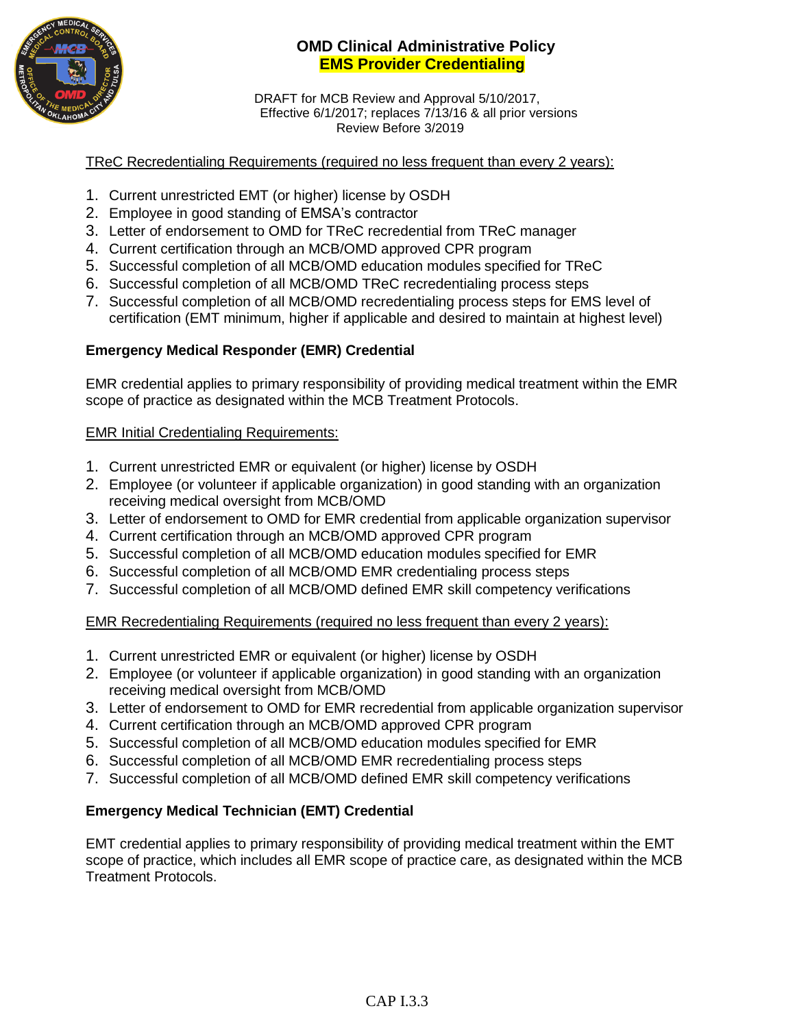# OMD Clinical Administrative Policy
## EMS Provider Credentialing

DRAFT for MCB Review and Approval 5/10/2017,
Effective 6/1/2017; replaces 7/13/16 & all prior versions
Review Before 3/2019

TReC Recredentialing Requirements (required no less frequent than every 2 years):

1. Current unrestricted EMT (or higher) license by OSDH
2. Employee in good standing of EMSA's contractor
3. Letter of endorsement to OMD for TReC recredential from TReC manager
4. Current certification through an MCB/OMD approved CPR program
5. Successful completion of all MCB/OMD education modules specified for TReC
6. Successful completion of all MCB/OMD TReC recredentialing process steps
7. Successful completion of all MCB/OMD recredentialing process steps for EMS level of certification (EMT minimum, higher if applicable and desired to maintain at highest level)

**Emergency Medical Responder (EMR) Credential**

EMR credential applies to primary responsibility of providing medical treatment within the EMR scope of practice as designated within the MCB Treatment Protocols.

EMR Initial Credentialing Requirements:

1. Current unrestricted EMR or equivalent (or higher) license by OSDH
2. Employee (or volunteer if applicable organization) in good standing with an organization receiving medical oversight from MCB/OMD
3. Letter of endorsement to OMD for EMR credential from applicable organization supervisor
4. Current certification through an MCB/OMD approved CPR program
5. Successful completion of all MCB/OMD education modules specified for EMR
6. Successful completion of all MCB/OMD EMR credentialing process steps
7. Successful completion of all MCB/OMD defined EMR skill competency verifications

EMR Recredentialing Requirements (required no less frequent than every 2 years):

1. Current unrestricted EMR or equivalent (or higher) license by OSDH
2. Employee (or volunteer if applicable organization) in good standing with an organization receiving medical oversight from MCB/OMD
3. Letter of endorsement to OMD for EMR recredential from applicable organization supervisor
4. Current certification through an MCB/OMD approved CPR program
5. Successful completion of all MCB/OMD education modules specified for EMR
6. Successful completion of all MCB/OMD EMR recredentialing process steps
7. Successful completion of all MCB/OMD defined EMR skill competency verifications

**Emergency Medical Technician (EMT) Credential**

EMT credential applies to primary responsibility of providing medical treatment within the EMT scope of practice, which includes all EMR scope of practice care, as designated within the MCB Treatment Protocols.

CAP I.3.3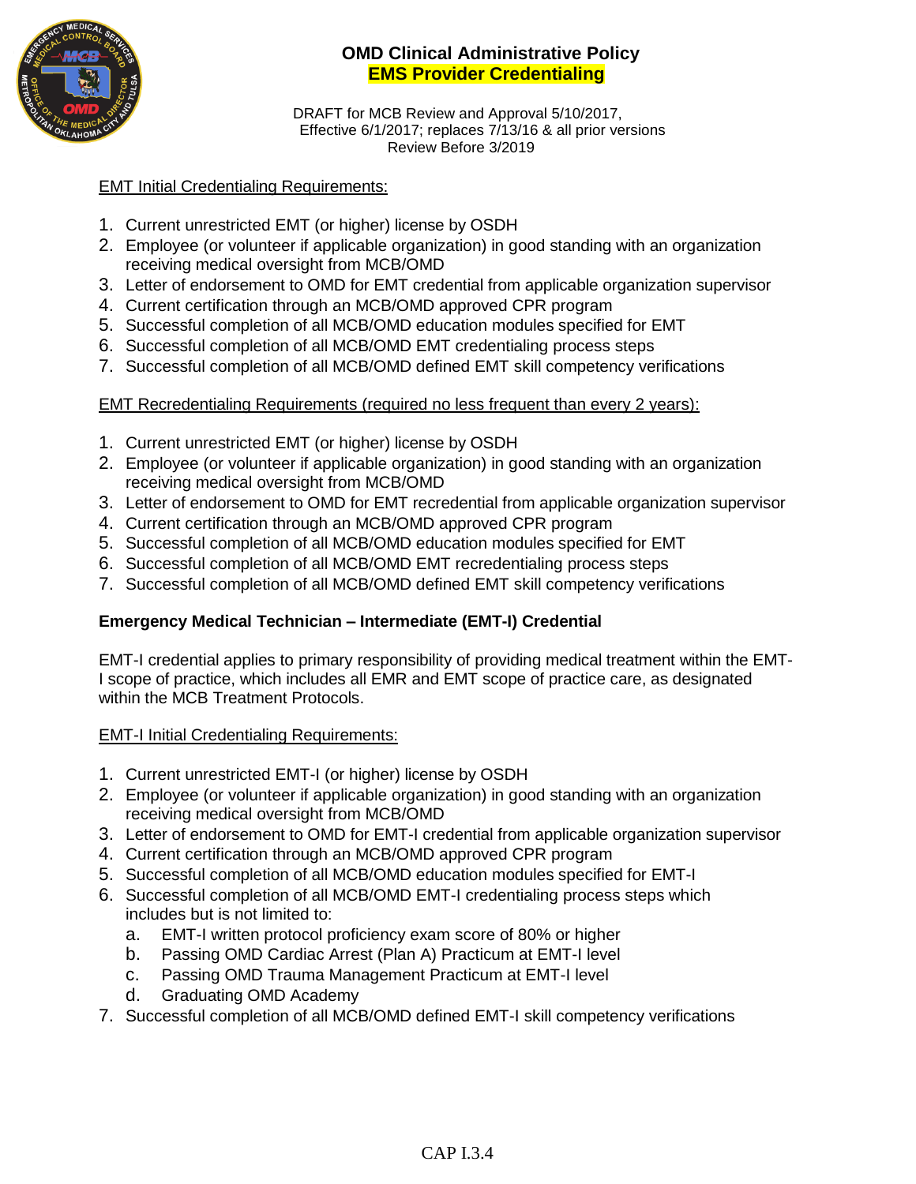# OMD Clinical Administrative Policy
## EMS Provider Credentialing

DRAFT for MCB Review and Approval 5/10/2017,
Effective 6/1/2017; replaces 7/13/16 & all prior versions
Review Before 3/2019

EMT Initial Credentialing Requirements:

1. Current unrestricted EMT (or higher) license by OSDH
2. Employee (or volunteer if applicable organization) in good standing with an organization receiving medical oversight from MCB/OMD
3. Letter of endorsement to OMD for EMT credential from applicable organization supervisor
4. Current certification through an MCB/OMD approved CPR program
5. Successful completion of all MCB/OMD education modules specified for EMT
6. Successful completion of all MCB/OMD EMT credentialing process steps
7. Successful completion of all MCB/OMD defined EMT skill competency verifications

EMT Recredentialing Requirements (required no less frequent than every 2 years):

1. Current unrestricted EMT (or higher) license by OSDH
2. Employee (or volunteer if applicable organization) in good standing with an organization receiving medical oversight from MCB/OMD
3. Letter of endorsement to OMD for EMT recredential from applicable organization supervisor
4. Current certification through an MCB/OMD approved CPR program
5. Successful completion of all MCB/OMD education modules specified for EMT
6. Successful completion of all MCB/OMD EMT recredentialing process steps
7. Successful completion of all MCB/OMD defined EMT skill competency verifications

### Emergency Medical Technician – Intermediate (EMT-I) Credential

EMT-I credential applies to primary responsibility of providing medical treatment within the EMT-I scope of practice, which includes all EMR and EMT scope of practice care, as designated within the MCB Treatment Protocols.

EMT-I Initial Credentialing Requirements:

1. Current unrestricted EMT-I (or higher) license by OSDH
2. Employee (or volunteer if applicable organization) in good standing with an organization receiving medical oversight from MCB/OMD
3. Letter of endorsement to OMD for EMT-I credential from applicable organization supervisor
4. Current certification through an MCB/OMD approved CPR program
5. Successful completion of all MCB/OMD education modules specified for EMT-I
6. Successful completion of all MCB/OMD EMT-I credentialing process steps which includes but is not limited to:
   a. EMT-I written protocol proficiency exam score of 80% or higher
   b. Passing OMD Cardiac Arrest (Plan A) Practicum at EMT-I level
   c. Passing OMD Trauma Management Practicum at EMT-I level
   d. Graduating OMD Academy
7. Successful completion of all MCB/OMD defined EMT-I skill competency verifications

CAP I.3.4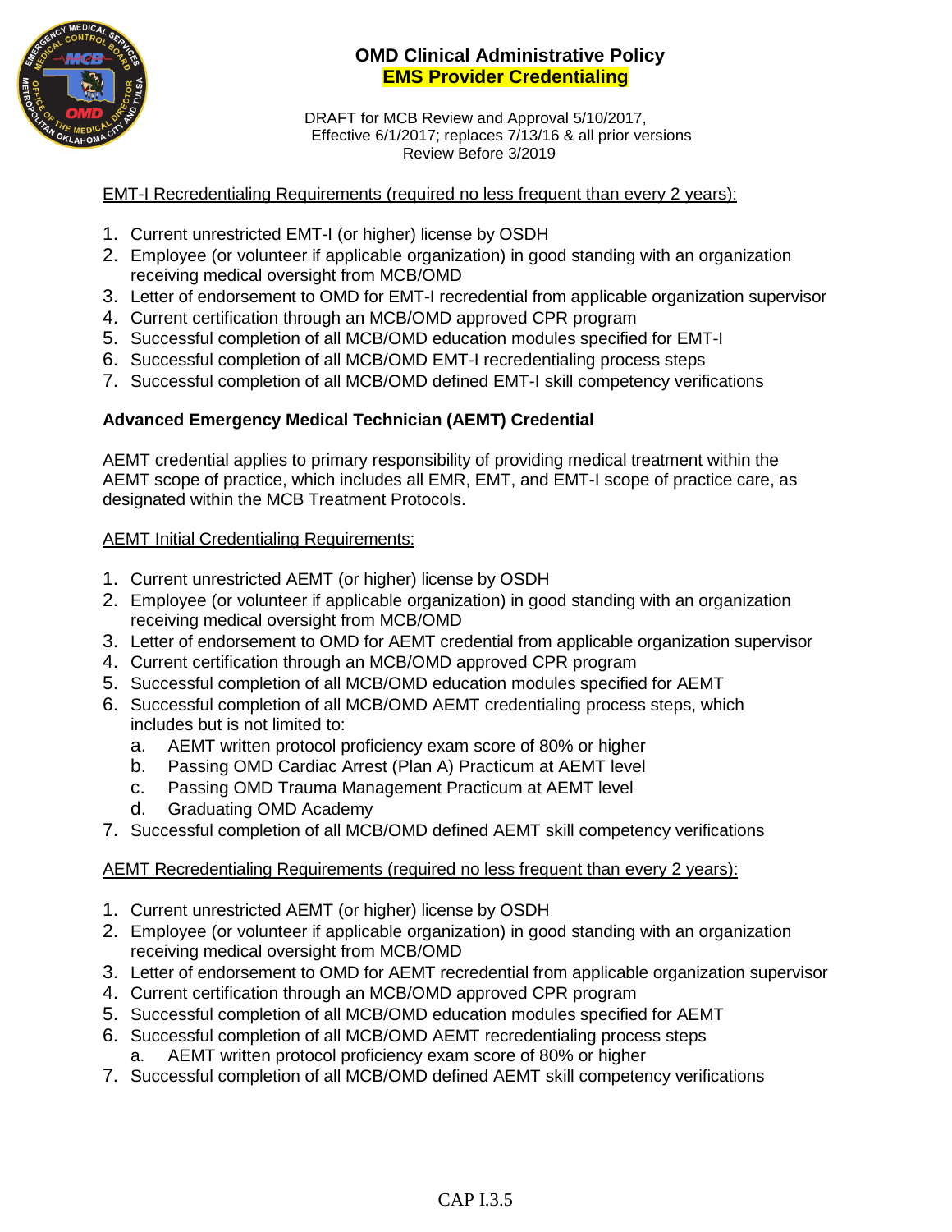# OMD Clinical Administrative Policy
## EMS Provider Credentialing

DRAFT for MCB Review and Approval 5/10/2017,
Effective 6/1/2017; replaces 7/13/16 & all prior versions
Review Before 3/2019

EMT-I Recredentialing Requirements (required no less frequent than every 2 years):

1. Current unrestricted EMT-I (or higher) license by OSDH
2. Employee (or volunteer if applicable organization) in good standing with an organization receiving medical oversight from MCB/OMD
3. Letter of endorsement to OMD for EMT-I recredential from applicable organization supervisor
4. Current certification through an MCB/OMD approved CPR program
5. Successful completion of all MCB/OMD education modules specified for EMT-I
6. Successful completion of all MCB/OMD EMT-I recredentialing process steps
7. Successful completion of all MCB/OMD defined EMT-I skill competency verifications

**Advanced Emergency Medical Technician (AEMT) Credential**

AEMT credential applies to primary responsibility of providing medical treatment within the AEMT scope of practice, which includes all EMR, EMT, and EMT-I scope of practice care, as designated within the MCB Treatment Protocols.

AEMT Initial Credentialing Requirements:

1. Current unrestricted AEMT (or higher) license by OSDH
2. Employee (or volunteer if applicable organization) in good standing with an organization receiving medical oversight from MCB/OMD
3. Letter of endorsement to OMD for AEMT credential from applicable organization supervisor
4. Current certification through an MCB/OMD approved CPR program
5. Successful completion of all MCB/OMD education modules specified for AEMT
6. Successful completion of all MCB/OMD AEMT credentialing process steps, which includes but is not limited to:
   a. AEMT written protocol proficiency exam score of 80% or higher
   b. Passing OMD Cardiac Arrest (Plan A) Practicum at AEMT level
   c. Passing OMD Trauma Management Practicum at AEMT level
   d. Graduating OMD Academy
7. Successful completion of all MCB/OMD defined AEMT skill competency verifications

AEMT Recredentialing Requirements (required no less frequent than every 2 years):

1. Current unrestricted AEMT (or higher) license by OSDH
2. Employee (or volunteer if applicable organization) in good standing with an organization receiving medical oversight from MCB/OMD
3. Letter of endorsement to OMD for AEMT recredential from applicable organization supervisor
4. Current certification through an MCB/OMD approved CPR program
5. Successful completion of all MCB/OMD education modules specified for AEMT
6. Successful completion of all MCB/OMD AEMT recredentialing process steps
   a. AEMT written protocol proficiency exam score of 80% or higher
7. Successful completion of all MCB/OMD defined AEMT skill competency verifications

CAP I.3.5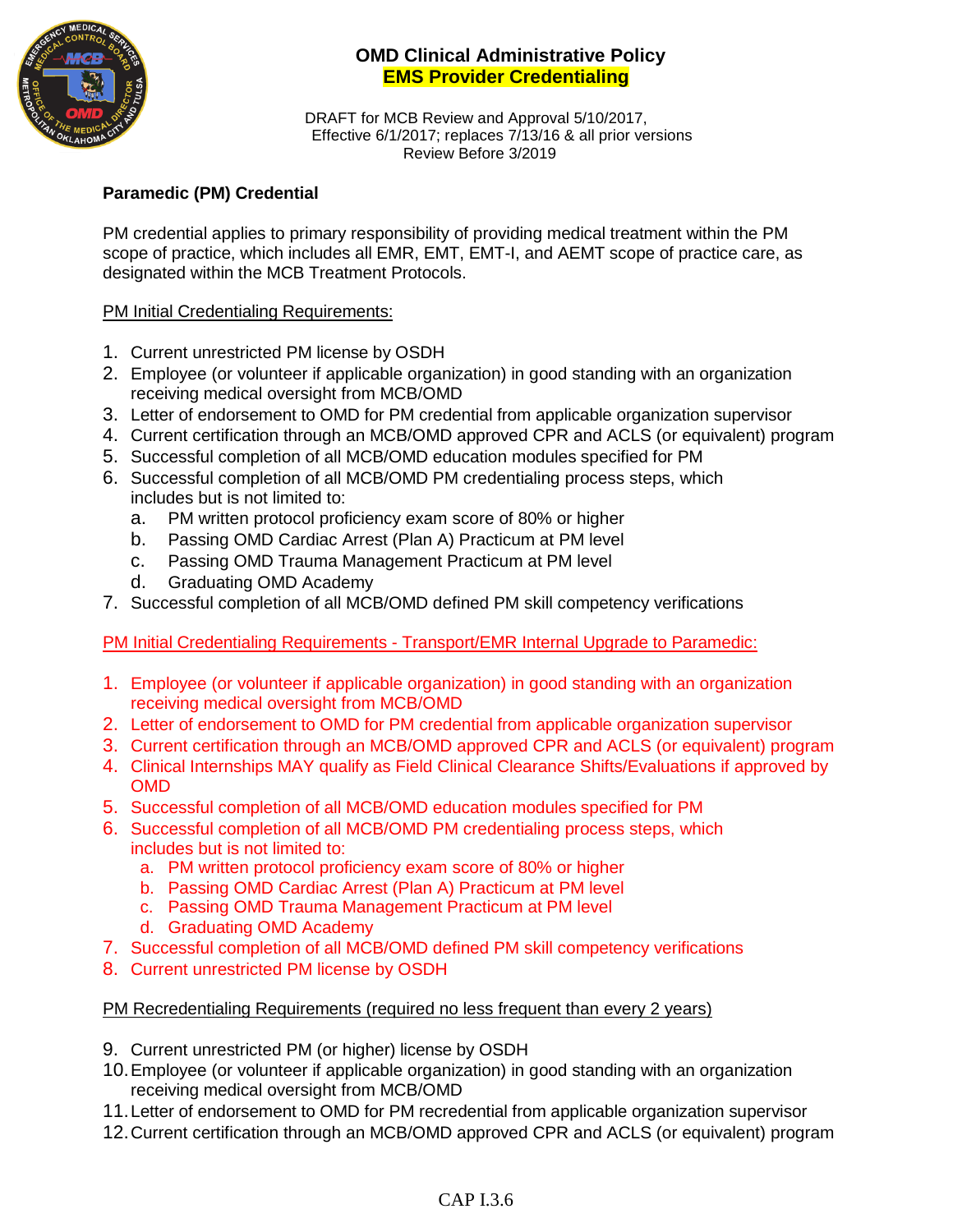# OMD Clinical Administrative Policy
## EMS Provider Credentialing

DRAFT for MCB Review and Approval 5/10/2017,
Effective 6/1/2017; replaces 7/13/16 & all prior versions
Review Before 3/2019

**Paramedic (PM) Credential**

PM credential applies to primary responsibility of providing medical treatment within the PM scope of practice, which includes all EMR, EMT, EMT-I, and AEMT scope of practice care, as designated within the MCB Treatment Protocols.

PM Initial Credentialing Requirements:

1. Current unrestricted PM license by OSDH
2. Employee (or volunteer if applicable organization) in good standing with an organization receiving medical oversight from MCB/OMD
3. Letter of endorsement to OMD for PM credential from applicable organization supervisor
4. Current certification through an MCB/OMD approved CPR and ACLS (or equivalent) program
5. Successful completion of all MCB/OMD education modules specified for PM
6. Successful completion of all MCB/OMD PM credentialing process steps, which includes but is not limited to:
   a. PM written protocol proficiency exam score of 80% or higher
   b. Passing OMD Cardiac Arrest (Plan A) Practicum at PM level
   c. Passing OMD Trauma Management Practicum at PM level
   d. Graduating OMD Academy
7. Successful completion of all MCB/OMD defined PM skill competency verifications

PM Initial Credentialing Requirements - Transport/EMR Internal Upgrade to Paramedic:

1. Employee (or volunteer if applicable organization) in good standing with an organization receiving medical oversight from MCB/OMD
2. Letter of endorsement to OMD for PM credential from applicable organization supervisor
3. Current certification through an MCB/OMD approved CPR and ACLS (or equivalent) program
4. Clinical Internships MAY qualify as Field Clinical Clearance Shifts/Evaluations if approved by OMD
5. Successful completion of all MCB/OMD education modules specified for PM
6. Successful completion of all MCB/OMD PM credentialing process steps, which includes but is not limited to:
   a. PM written protocol proficiency exam score of 80% or higher
   b. Passing OMD Cardiac Arrest (Plan A) Practicum at PM level
   c. Passing OMD Trauma Management Practicum at PM level
   d. Graduating OMD Academy
7. Successful completion of all MCB/OMD defined PM skill competency verifications
8. Current unrestricted PM license by OSDH

PM Recredentialing Requirements (required no less frequent than every 2 years)

9. Current unrestricted PM (or higher) license by OSDH
10. Employee (or volunteer if applicable organization) in good standing with an organization receiving medical oversight from MCB/OMD
11. Letter of endorsement to OMD for PM recredential from applicable organization supervisor
12. Current certification through an MCB/OMD approved CPR and ACLS (or equivalent) program

CAP I.3.6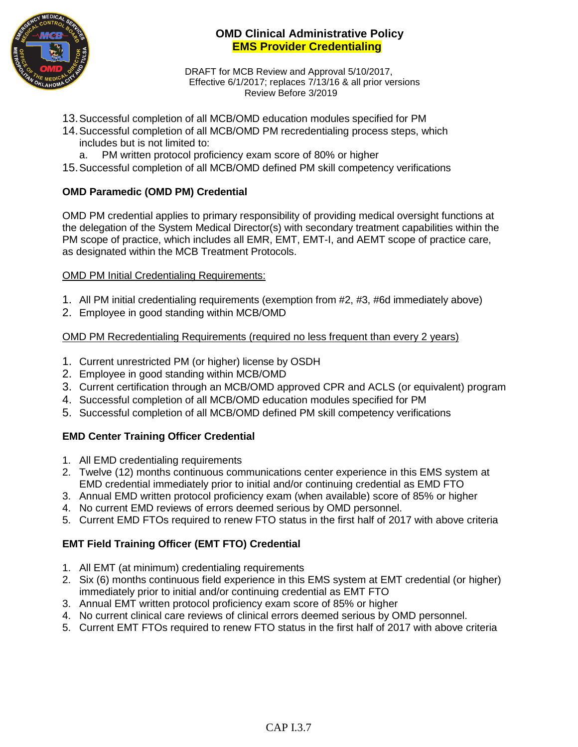13. Successful completion of all MCB/OMD education modules specified for PM
14. Successful completion of all MCB/OMD PM recredentialing process steps, which includes but is not limited to:
    a. PM written protocol proficiency exam score of 80% or higher
15. Successful completion of all MCB/OMD defined PM skill competency verifications

**OMD Paramedic (OMD PM) Credential**

OMD PM credential applies to primary responsibility of providing medical oversight functions at the delegation of the System Medical Director(s) with secondary treatment capabilities within the PM scope of practice, which includes all EMR, EMT, EMT-I, and AEMT scope of practice care, as designated within the MCB Treatment Protocols.

<u>OMD PM Initial Credentialing Requirements:</u>

1. All PM initial credentialing requirements (exemption from #2, #3, #6d immediately above)
2. Employee in good standing within MCB/OMD

<u>OMD PM Recredentialing Requirements (required no less frequent than every 2 years)</u>

1. Current unrestricted PM (or higher) license by OSDH
2. Employee in good standing within MCB/OMD
3. Current certification through an MCB/OMD approved CPR and ACLS (or equivalent) program
4. Successful completion of all MCB/OMD education modules specified for PM
5. Successful completion of all MCB/OMD defined PM skill competency verifications

**EMD Center Training Officer Credential**

1. All EMD credentialing requirements
2. Twelve (12) months continuous communications center experience in this EMS system at EMD credential immediately prior to initial and/or continuing credential as EMD FTO
3. Annual EMD written protocol proficiency exam (when available) score of 85% or higher
4. No current EMD reviews of errors deemed serious by OMD personnel.
5. Current EMD FTOs required to renew FTO status in the first half of 2017 with above criteria

**EMT Field Training Officer (EMT FTO) Credential**

1. All EMT (at minimum) credentialing requirements
2. Six (6) months continuous field experience in this EMS system at EMT credential (or higher) immediately prior to initial and/or continuing credential as EMT FTO
3. Annual EMT written protocol proficiency exam score of 85% or higher
4. No current clinical care reviews of clinical errors deemed serious by OMD personnel.
5. Current EMT FTOs required to renew FTO status in the first half of 2017 with above criteria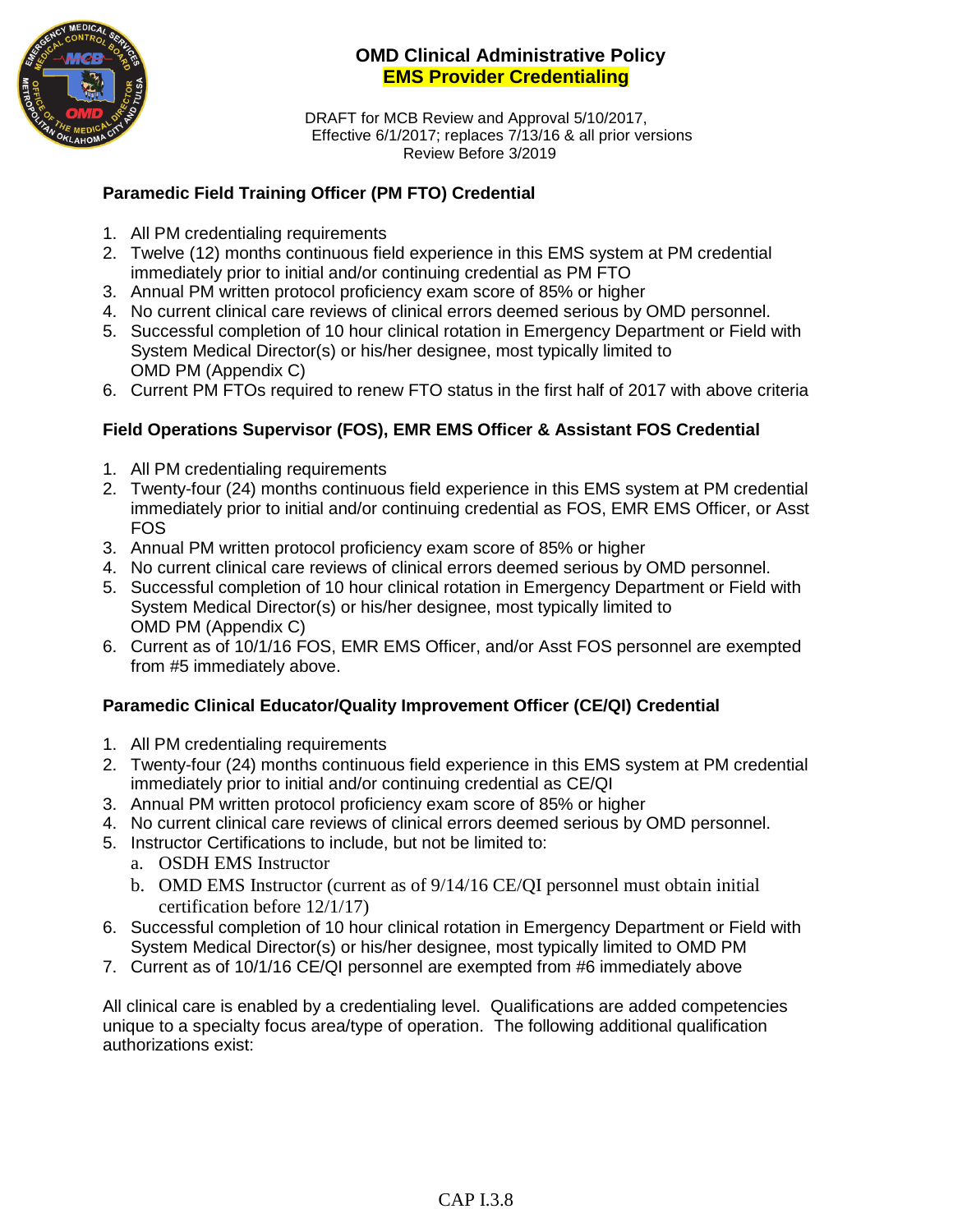# OMD Clinical Administrative Policy
## EMS Provider Credentialing

DRAFT for MCB Review and Approval 5/10/2017,
Effective 6/1/2017; replaces 7/13/16 & all prior versions
Review Before 3/2019

### Paramedic Field Training Officer (PM FTO) Credential

1. All PM credentialing requirements
2. Twelve (12) months continuous field experience in this EMS system at PM credential immediately prior to initial and/or continuing credential as PM FTO
3. Annual PM written protocol proficiency exam score of 85% or higher
4. No current clinical care reviews of clinical errors deemed serious by OMD personnel.
5. Successful completion of 10 hour clinical rotation in Emergency Department or Field with System Medical Director(s) or his/her designee, most typically limited to OMD PM (Appendix C)
6. Current PM FTOs required to renew FTO status in the first half of 2017 with above criteria

### Field Operations Supervisor (FOS), EMR EMS Officer & Assistant FOS Credential

1. All PM credentialing requirements
2. Twenty-four (24) months continuous field experience in this EMS system at PM credential immediately prior to initial and/or continuing credential as FOS, EMR EMS Officer, or Asst FOS
3. Annual PM written protocol proficiency exam score of 85% or higher
4. No current clinical care reviews of clinical errors deemed serious by OMD personnel.
5. Successful completion of 10 hour clinical rotation in Emergency Department or Field with System Medical Director(s) or his/her designee, most typically limited to OMD PM (Appendix C)
6. Current as of 10/1/16 FOS, EMR EMS Officer, and/or Asst FOS personnel are exempted from #5 immediately above.

### Paramedic Clinical Educator/Quality Improvement Officer (CE/QI) Credential

1. All PM credentialing requirements
2. Twenty-four (24) months continuous field experience in this EMS system at PM credential immediately prior to initial and/or continuing credential as CE/QI
3. Annual PM written protocol proficiency exam score of 85% or higher
4. No current clinical care reviews of clinical errors deemed serious by OMD personnel.
5. Instructor Certifications to include, but not be limited to:
   a. OSDH EMS Instructor
   b. OMD EMS Instructor (current as of 9/14/16 CE/QI personnel must obtain initial certification before 12/1/17)
6. Successful completion of 10 hour clinical rotation in Emergency Department or Field with System Medical Director(s) or his/her designee, most typically limited to OMD PM
7. Current as of 10/1/16 CE/QI personnel are exempted from #6 immediately above

All clinical care is enabled by a credentialing level. Qualifications are added competencies unique to a specialty focus area/type of operation. The following additional qualification authorizations exist:

CAP I.3.8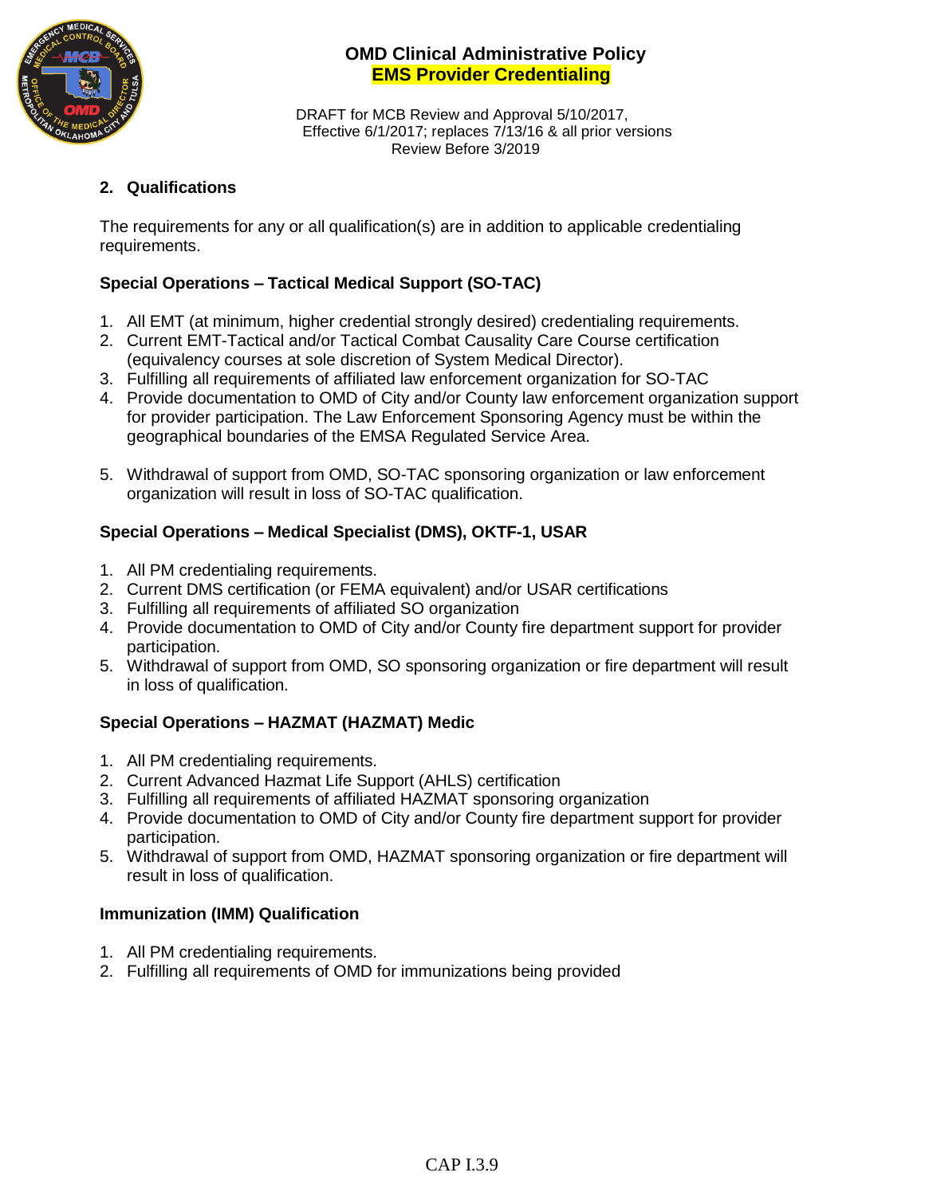## 2. Qualifications

The requirements for any or all qualification(s) are in addition to applicable credentialing requirements.

### Special Operations – Tactical Medical Support (SO-TAC)

1. All EMT (at minimum, higher credential strongly desired) credentialing requirements.
2. Current EMT-Tactical and/or Tactical Combat Causality Care Course certification (equivalency courses at sole discretion of System Medical Director).
3. Fulfilling all requirements of affiliated law enforcement organization for SO-TAC
4. Provide documentation to OMD of City and/or County law enforcement organization support for provider participation. The Law Enforcement Sponsoring Agency must be within the geographical boundaries of the EMSA Regulated Service Area.
5. Withdrawal of support from OMD, SO-TAC sponsoring organization or law enforcement organization will result in loss of SO-TAC qualification.

### Special Operations – Medical Specialist (DMS), OKTF-1, USAR

1. All PM credentialing requirements.
2. Current DMS certification (or FEMA equivalent) and/or USAR certifications
3. Fulfilling all requirements of affiliated SO organization
4. Provide documentation to OMD of City and/or County fire department support for provider participation.
5. Withdrawal of support from OMD, SO sponsoring organization or fire department will result in loss of qualification.

### Special Operations – HAZMAT (HAZMAT) Medic

1. All PM credentialing requirements.
2. Current Advanced Hazmat Life Support (AHLS) certification
3. Fulfilling all requirements of affiliated HAZMAT sponsoring organization
4. Provide documentation to OMD of City and/or County fire department support for provider participation.
5. Withdrawal of support from OMD, HAZMAT sponsoring organization or fire department will result in loss of qualification.

### Immunization (IMM) Qualification

1. All PM credentialing requirements.
2. Fulfilling all requirements of OMD for immunizations being provided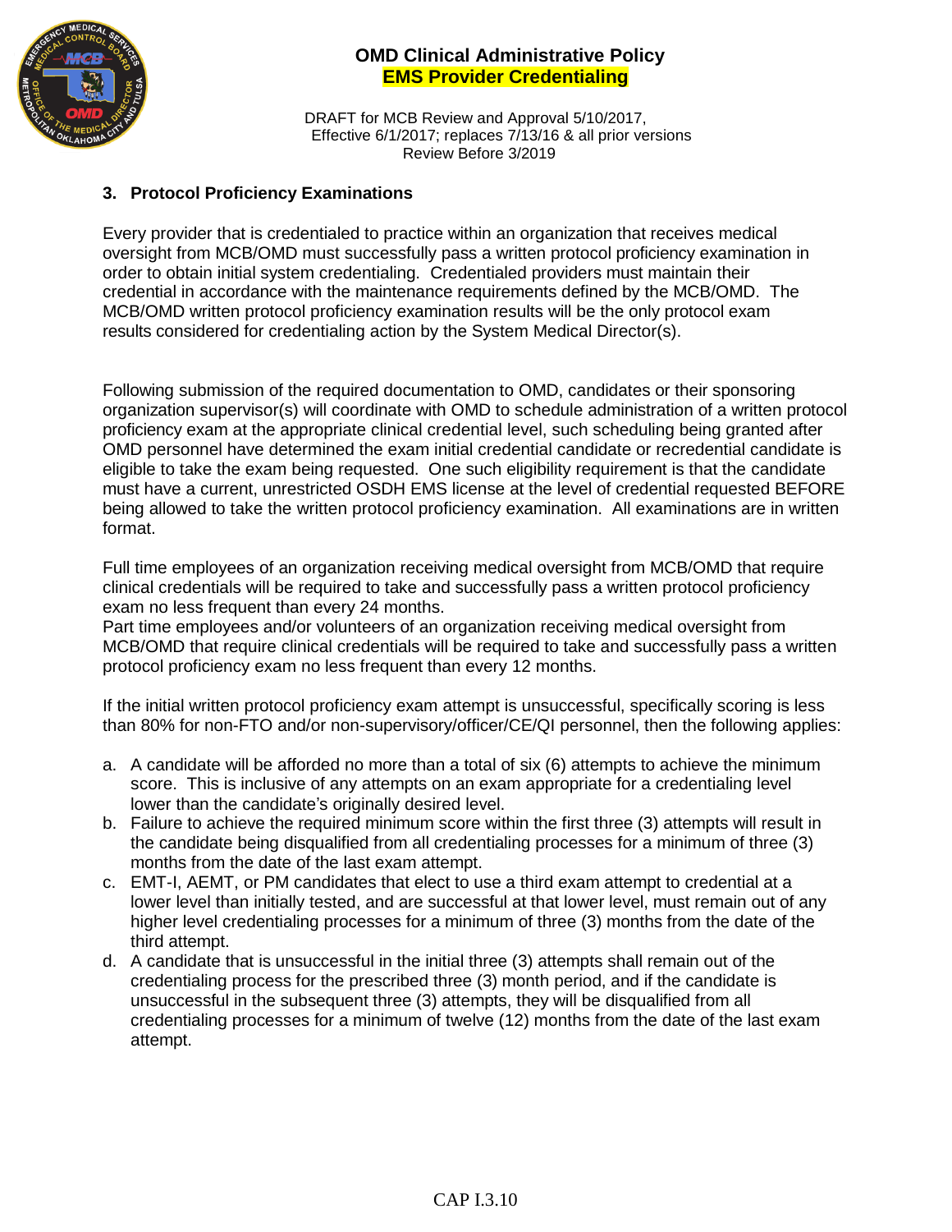### 3. Protocol Proficiency Examinations

Every provider that is credentialed to practice within an organization that receives medical oversight from MCB/OMD must successfully pass a written protocol proficiency examination in order to obtain initial system credentialing. Credentialed providers must maintain their credential in accordance with the maintenance requirements defined by the MCB/OMD. The MCB/OMD written protocol proficiency examination results will be the only protocol exam results considered for credentialing action by the System Medical Director(s).

Following submission of the required documentation to OMD, candidates or their sponsoring organization supervisor(s) will coordinate with OMD to schedule administration of a written protocol proficiency exam at the appropriate clinical credential level, such scheduling being granted after OMD personnel have determined the exam initial credential candidate or recredential candidate is eligible to take the exam being requested. One such eligibility requirement is that the candidate must have a current, unrestricted OSDH EMS license at the level of credential requested BEFORE being allowed to take the written protocol proficiency examination. All examinations are in written format.

Full time employees of an organization receiving medical oversight from MCB/OMD that require clinical credentials will be required to take and successfully pass a written protocol proficiency exam no less frequent than every 24 months.
Part time employees and/or volunteers of an organization receiving medical oversight from MCB/OMD that require clinical credentials will be required to take and successfully pass a written protocol proficiency exam no less frequent than every 12 months.

If the initial written protocol proficiency exam attempt is unsuccessful, specifically scoring is less than 80% for non-FTO and/or non-supervisory/officer/CE/QI personnel, then the following applies:

a. A candidate will be afforded no more than a total of six (6) attempts to achieve the minimum score. This is inclusive of any attempts on an exam appropriate for a credentialing level lower than the candidate's originally desired level.
b. Failure to achieve the required minimum score within the first three (3) attempts will result in the candidate being disqualified from all credentialing processes for a minimum of three (3) months from the date of the last exam attempt.
c. EMT-I, AEMT, or PM candidates that elect to use a third exam attempt to credential at a lower level than initially tested, and are successful at that lower level, must remain out of any higher level credentialing processes for a minimum of three (3) months from the date of the third attempt.
d. A candidate that is unsuccessful in the initial three (3) attempts shall remain out of the credentialing process for the prescribed three (3) month period, and if the candidate is unsuccessful in the subsequent three (3) attempts, they will be disqualified from all credentialing processes for a minimum of twelve (12) months from the date of the last exam attempt.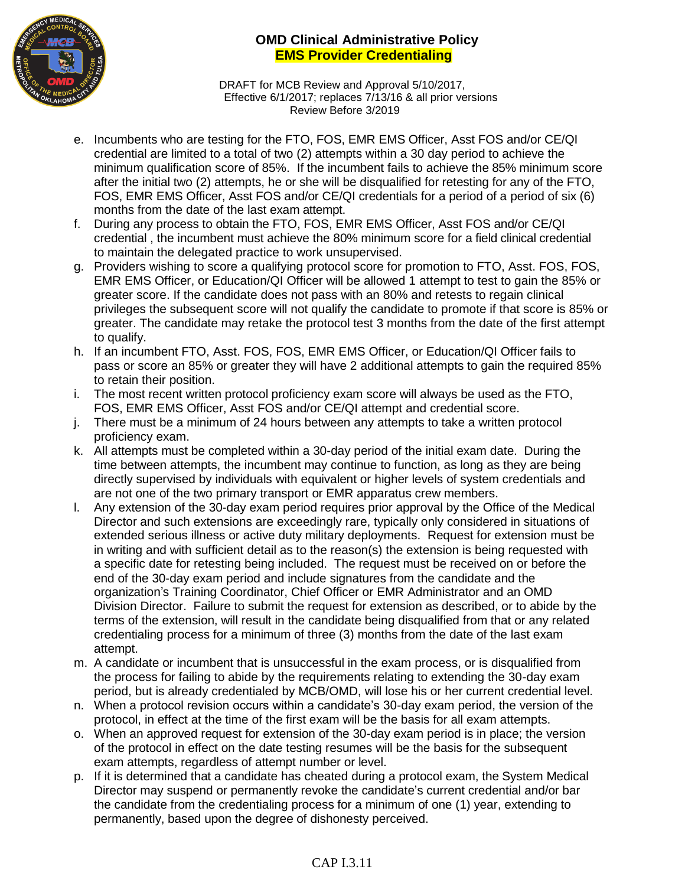e. Incumbents who are testing for the FTO, FOS, EMR EMS Officer, Asst FOS and/or CE/QI credential are limited to a total of two (2) attempts within a 30 day period to achieve the minimum qualification score of 85%. If the incumbent fails to achieve the 85% minimum score after the initial two (2) attempts, he or she will be disqualified for retesting for any of the FTO, FOS, EMR EMS Officer, Asst FOS and/or CE/QI credentials for a period of a period of six (6) months from the date of the last exam attempt.
f. During any process to obtain the FTO, FOS, EMR EMS Officer, Asst FOS and/or CE/QI credential , the incumbent must achieve the 80% minimum score for a field clinical credential to maintain the delegated practice to work unsupervised.
g. Providers wishing to score a qualifying protocol score for promotion to FTO, Asst. FOS, FOS, EMR EMS Officer, or Education/QI Officer will be allowed 1 attempt to test to gain the 85% or greater score. If the candidate does not pass with an 80% and retests to regain clinical privileges the subsequent score will not qualify the candidate to promote if that score is 85% or greater. The candidate may retake the protocol test 3 months from the date of the first attempt to qualify.
h. If an incumbent FTO, Asst. FOS, FOS, EMR EMS Officer, or Education/QI Officer fails to pass or score an 85% or greater they will have 2 additional attempts to gain the required 85% to retain their position.
i. The most recent written protocol proficiency exam score will always be used as the FTO, FOS, EMR EMS Officer, Asst FOS and/or CE/QI attempt and credential score.
j. There must be a minimum of 24 hours between any attempts to take a written protocol proficiency exam.
k. All attempts must be completed within a 30-day period of the initial exam date. During the time between attempts, the incumbent may continue to function, as long as they are being directly supervised by individuals with equivalent or higher levels of system credentials and are not one of the two primary transport or EMR apparatus crew members.
l. Any extension of the 30-day exam period requires prior approval by the Office of the Medical Director and such extensions are exceedingly rare, typically only considered in situations of extended serious illness or active duty military deployments. Request for extension must be in writing and with sufficient detail as to the reason(s) the extension is being requested with a specific date for retesting being included. The request must be received on or before the end of the 30-day exam period and include signatures from the candidate and the organization's Training Coordinator, Chief Officer or EMR Administrator and an OMD Division Director. Failure to submit the request for extension as described, or to abide by the terms of the extension, will result in the candidate being disqualified from that or any related credentialing process for a minimum of three (3) months from the date of the last exam attempt.
m. A candidate or incumbent that is unsuccessful in the exam process, or is disqualified from the process for failing to abide by the requirements relating to extending the 30-day exam period, but is already credentialed by MCB/OMD, will lose his or her current credential level.
n. When a protocol revision occurs within a candidate's 30-day exam period, the version of the protocol, in effect at the time of the first exam will be the basis for all exam attempts.
o. When an approved request for extension of the 30-day exam period is in place; the version of the protocol in effect on the date testing resumes will be the basis for the subsequent exam attempts, regardless of attempt number or level.
p. If it is determined that a candidate has cheated during a protocol exam, the System Medical Director may suspend or permanently revoke the candidate's current credential and/or bar the candidate from the credentialing process for a minimum of one (1) year, extending to permanently, based upon the degree of dishonesty perceived.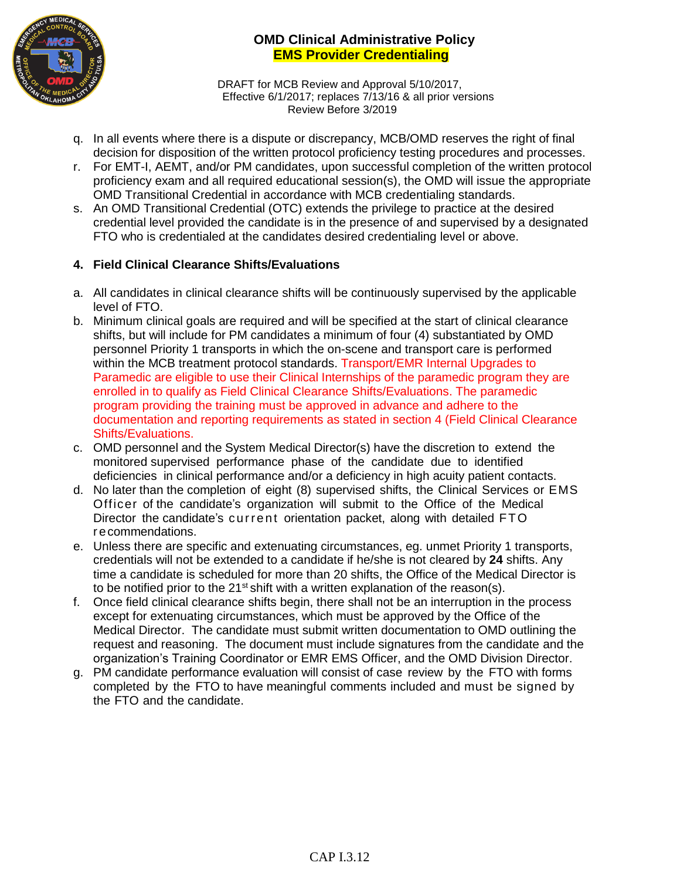q. In all events where there is a dispute or discrepancy, MCB/OMD reserves the right of final decision for disposition of the written protocol proficiency testing procedures and processes.

r. For EMT-I, AEMT, and/or PM candidates, upon successful completion of the written protocol proficiency exam and all required educational session(s), the OMD will issue the appropriate OMD Transitional Credential in accordance with MCB credentialing standards.

s. An OMD Transitional Credential (OTC) extends the privilege to practice at the desired credential level provided the candidate is in the presence of and supervised by a designated FTO who is credentialed at the candidates desired credentialing level or above.

**4. Field Clinical Clearance Shifts/Evaluations**

a. All candidates in clinical clearance shifts will be continuously supervised by the applicable level of FTO.

b. Minimum clinical goals are required and will be specified at the start of clinical clearance shifts, but will include for PM candidates a minimum of four (4) substantiated by OMD personnel Priority 1 transports in which the on-scene and transport care is performed within the MCB treatment protocol standards. Transport/EMR Internal Upgrades to Paramedic are eligible to use their Clinical Internships of the paramedic program they are enrolled in to qualify as Field Clinical Clearance Shifts/Evaluations. The paramedic program providing the training must be approved in advance and adhere to the documentation and reporting requirements as stated in section 4 (Field Clinical Clearance Shifts/Evaluations.

c. OMD personnel and the System Medical Director(s) have the discretion to extend the monitored supervised performance phase of the candidate due to identified deficiencies in clinical performance and/or a deficiency in high acuity patient contacts.

d. No later than the completion of eight (8) supervised shifts, the Clinical Services or EMS Officer of the candidate's organization will submit to the Office of the Medical Director the candidate's current orientation packet, along with detailed FTO recommendations.

e. Unless there are specific and extenuating circumstances, eg. unmet Priority 1 transports, credentials will not be extended to a candidate if he/she is not cleared by **24** shifts. Any time a candidate is scheduled for more than 20 shifts, the Office of the Medical Director is to be notified prior to the 21st shift with a written explanation of the reason(s).

f. Once field clinical clearance shifts begin, there shall not be an interruption in the process except for extenuating circumstances, which must be approved by the Office of the Medical Director. The candidate must submit written documentation to OMD outlining the request and reasoning. The document must include signatures from the candidate and the organization's Training Coordinator or EMR EMS Officer, and the OMD Division Director.

g. PM candidate performance evaluation will consist of case review by the FTO with forms completed by the FTO to have meaningful comments included and must be signed by the FTO and the candidate.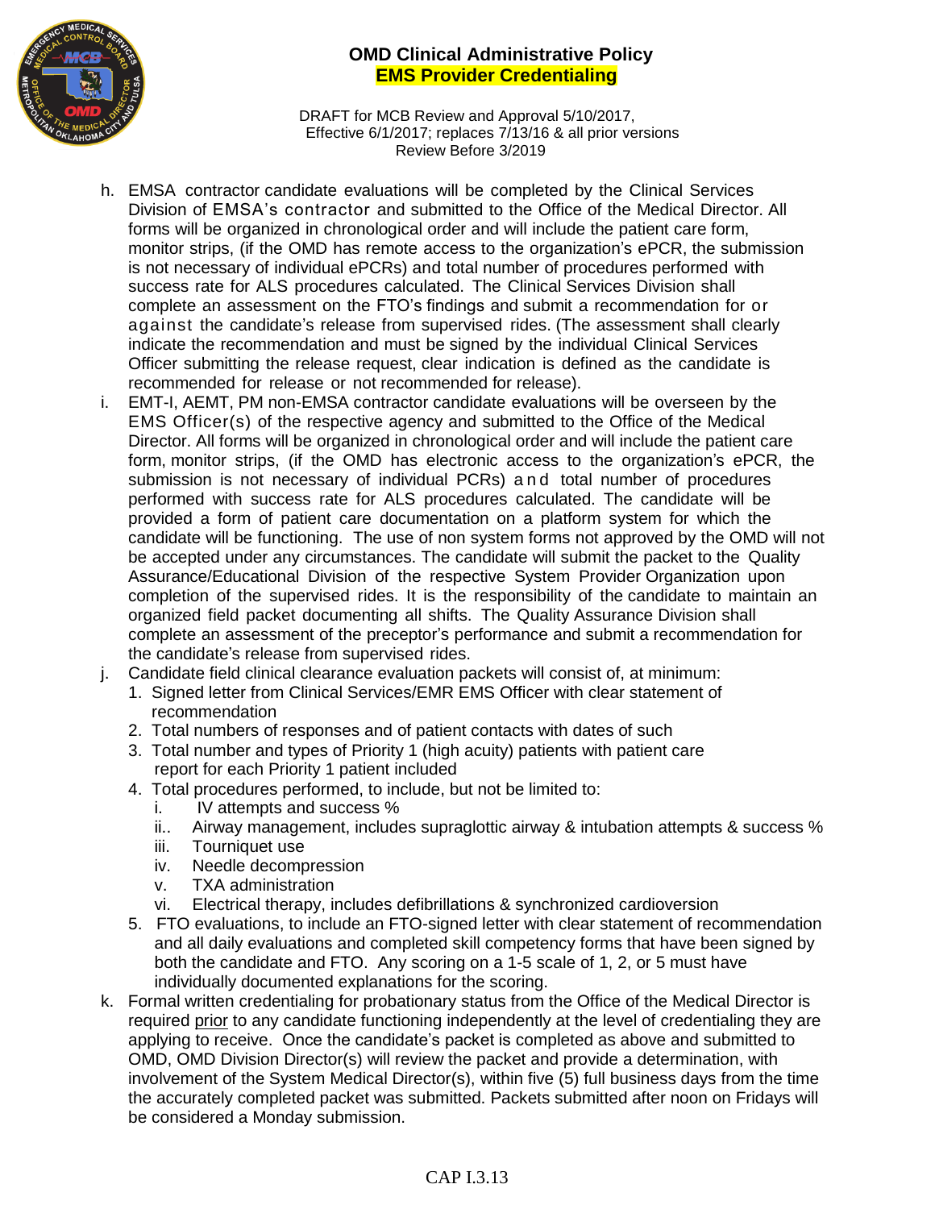h. EMSA contractor candidate evaluations will be completed by the Clinical Services Division of EMSA's contractor and submitted to the Office of the Medical Director. All forms will be organized in chronological order and will include the patient care form, monitor strips, (if the OMD has remote access to the organization's ePCR, the submission is not necessary of individual ePCRs) and total number of procedures performed with success rate for ALS procedures calculated. The Clinical Services Division shall complete an assessment on the FTO's findings and submit a recommendation for or against the candidate's release from supervised rides. (The assessment shall clearly indicate the recommendation and must be signed by the individual Clinical Services Officer submitting the release request, clear indication is defined as the candidate is recommended for release or not recommended for release).

i. EMT-I, AEMT, PM non-EMSA contractor candidate evaluations will be overseen by the EMS Officer(s) of the respective agency and submitted to the Office of the Medical Director. All forms will be organized in chronological order and will include the patient care form, monitor strips, (if the OMD has electronic access to the organization's ePCR, the submission is not necessary of individual PCRs) and total number of procedures performed with success rate for ALS procedures calculated. The candidate will be provided a form of patient care documentation on a platform system for which the candidate will be functioning. The use of non system forms not approved by the OMD will not be accepted under any circumstances. The candidate will submit the packet to the Quality Assurance/Educational Division of the respective System Provider Organization upon completion of the supervised rides. It is the responsibility of the candidate to maintain an organized field packet documenting all shifts. The Quality Assurance Division shall complete an assessment of the preceptor's performance and submit a recommendation for the candidate's release from supervised rides.

j. Candidate field clinical clearance evaluation packets will consist of, at minimum:
   1. Signed letter from Clinical Services/EMR EMS Officer with clear statement of recommendation
   2. Total numbers of responses and of patient contacts with dates of such
   3. Total number and types of Priority 1 (high acuity) patients with patient care report for each Priority 1 patient included
   4. Total procedures performed, to include, but not be limited to:
      i. IV attempts and success %
      ii.. Airway management, includes supraglottic airway & intubation attempts & success %
      iii. Tourniquet use
      iv. Needle decompression
      v. TXA administration
      vi. Electrical therapy, includes defibrillations & synchronized cardioversion
   5. FTO evaluations, to include an FTO-signed letter with clear statement of recommendation and all daily evaluations and completed skill competency forms that have been signed by both the candidate and FTO. Any scoring on a 1-5 scale of 1, 2, or 5 must have individually documented explanations for the scoring.

k. Formal written credentialing for probationary status from the Office of the Medical Director is required <u>prior</u> to any candidate functioning independently at the level of credentialing they are applying to receive. Once the candidate's packet is completed as above and submitted to OMD, OMD Division Director(s) will review the packet and provide a determination, with involvement of the System Medical Director(s), within five (5) full business days from the time the accurately completed packet was submitted. Packets submitted after noon on Fridays will be considered a Monday submission.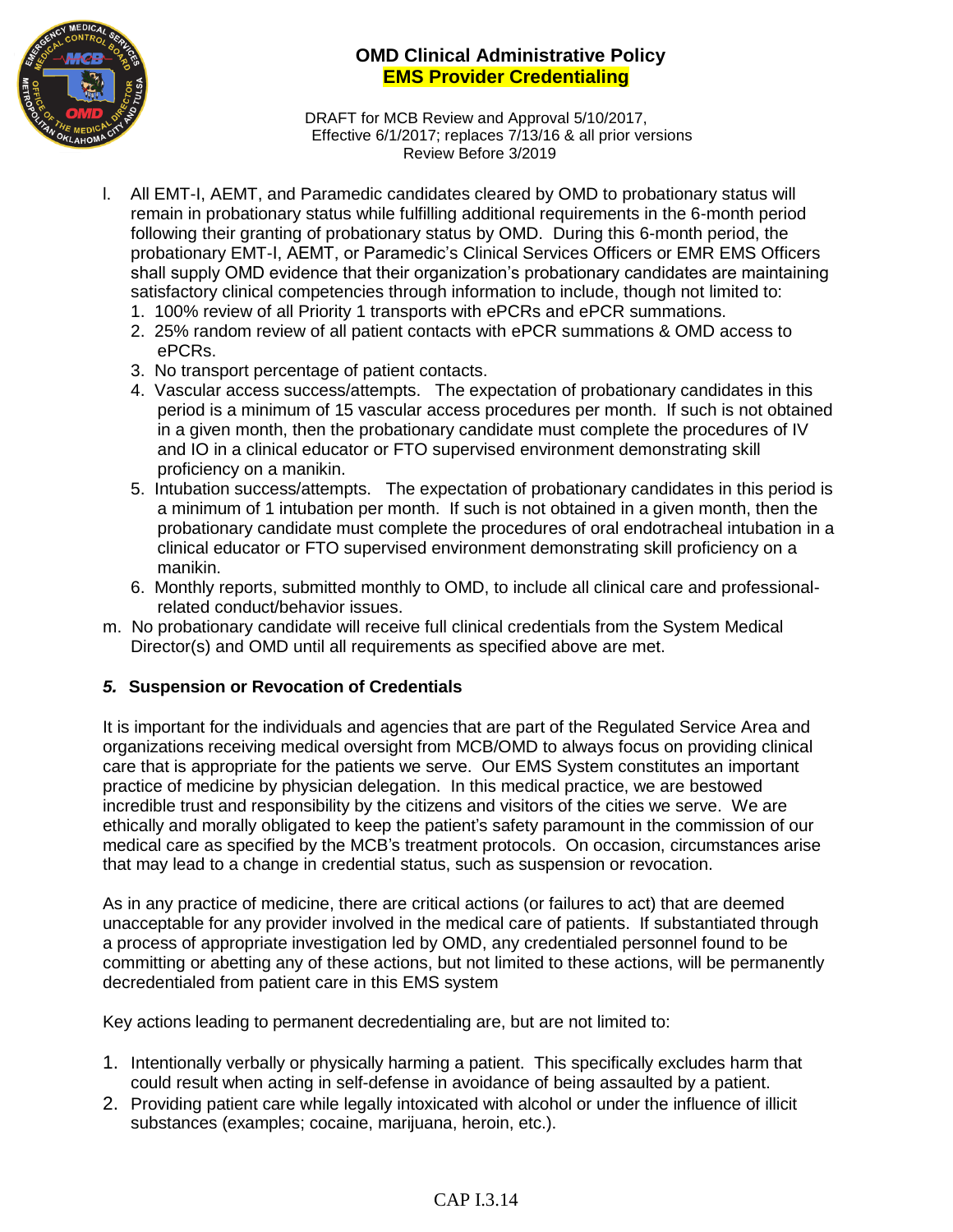l. All EMT-I, AEMT, and Paramedic candidates cleared by OMD to probationary status will remain in probationary status while fulfilling additional requirements in the 6-month period following their granting of probationary status by OMD. During this 6-month period, the probationary EMT-I, AEMT, or Paramedic's Clinical Services Officers or EMR EMS Officers shall supply OMD evidence that their organization's probationary candidates are maintaining satisfactory clinical competencies through information to include, though not limited to:
   1. 100% review of all Priority 1 transports with ePCRs and ePCR summations.
   2. 25% random review of all patient contacts with ePCR summations & OMD access to ePCRs.
   3. No transport percentage of patient contacts.
   4. Vascular access success/attempts. The expectation of probationary candidates in this period is a minimum of 15 vascular access procedures per month. If such is not obtained in a given month, then the probationary candidate must complete the procedures of IV and IO in a clinical educator or FTO supervised environment demonstrating skill proficiency on a manikin.
   5. Intubation success/attempts. The expectation of probationary candidates in this period is a minimum of 1 intubation per month. If such is not obtained in a given month, then the probationary candidate must complete the procedures of oral endotracheal intubation in a clinical educator or FTO supervised environment demonstrating skill proficiency on a manikin.
   6. Monthly reports, submitted monthly to OMD, to include all clinical care and professional-related conduct/behavior issues.

m. No probationary candidate will receive full clinical credentials from the System Medical Director(s) and OMD until all requirements as specified above are met.

### *5.* Suspension or Revocation of Credentials

It is important for the individuals and agencies that are part of the Regulated Service Area and organizations receiving medical oversight from MCB/OMD to always focus on providing clinical care that is appropriate for the patients we serve. Our EMS System constitutes an important practice of medicine by physician delegation. In this medical practice, we are bestowed incredible trust and responsibility by the citizens and visitors of the cities we serve. We are ethically and morally obligated to keep the patient's safety paramount in the commission of our medical care as specified by the MCB's treatment protocols. On occasion, circumstances arise that may lead to a change in credential status, such as suspension or revocation.

As in any practice of medicine, there are critical actions (or failures to act) that are deemed unacceptable for any provider involved in the medical care of patients. If substantiated through a process of appropriate investigation led by OMD, any credentialed personnel found to be committing or abetting any of these actions, but not limited to these actions, will be permanently decredentialed from patient care in this EMS system

Key actions leading to permanent decredentialing are, but are not limited to:

1. Intentionally verbally or physically harming a patient. This specifically excludes harm that could result when acting in self-defense in avoidance of being assaulted by a patient.
2. Providing patient care while legally intoxicated with alcohol or under the influence of illicit substances (examples; cocaine, marijuana, heroin, etc.).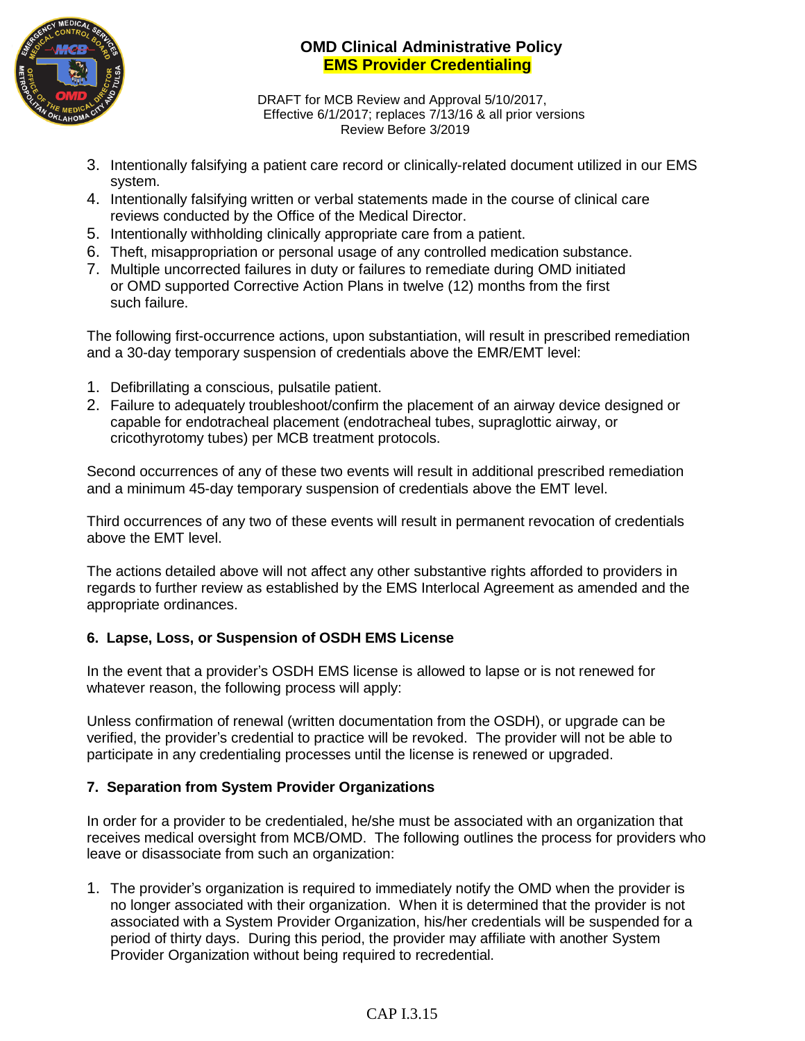3. Intentionally falsifying a patient care record or clinically-related document utilized in our EMS system.
4. Intentionally falsifying written or verbal statements made in the course of clinical care reviews conducted by the Office of the Medical Director.
5. Intentionally withholding clinically appropriate care from a patient.
6. Theft, misappropriation or personal usage of any controlled medication substance.
7. Multiple uncorrected failures in duty or failures to remediate during OMD initiated or OMD supported Corrective Action Plans in twelve (12) months from the first such failure.

The following first-occurrence actions, upon substantiation, will result in prescribed remediation and a 30-day temporary suspension of credentials above the EMR/EMT level:

1. Defibrillating a conscious, pulsatile patient.
2. Failure to adequately troubleshoot/confirm the placement of an airway device designed or capable for endotracheal placement (endotracheal tubes, supraglottic airway, or cricothyrotomy tubes) per MCB treatment protocols.

Second occurrences of any of these two events will result in additional prescribed remediation and a minimum 45-day temporary suspension of credentials above the EMT level.

Third occurrences of any two of these events will result in permanent revocation of credentials above the EMT level.

The actions detailed above will not affect any other substantive rights afforded to providers in regards to further review as established by the EMS Interlocal Agreement as amended and the appropriate ordinances.

### 6. Lapse, Loss, or Suspension of OSDH EMS License

In the event that a provider's OSDH EMS license is allowed to lapse or is not renewed for whatever reason, the following process will apply:

Unless confirmation of renewal (written documentation from the OSDH), or upgrade can be verified, the provider's credential to practice will be revoked. The provider will not be able to participate in any credentialing processes until the license is renewed or upgraded.

### 7. Separation from System Provider Organizations

In order for a provider to be credentialed, he/she must be associated with an organization that receives medical oversight from MCB/OMD. The following outlines the process for providers who leave or disassociate from such an organization:

1. The provider's organization is required to immediately notify the OMD when the provider is no longer associated with their organization. When it is determined that the provider is not associated with a System Provider Organization, his/her credentials will be suspended for a period of thirty days. During this period, the provider may affiliate with another System Provider Organization without being required to recredential.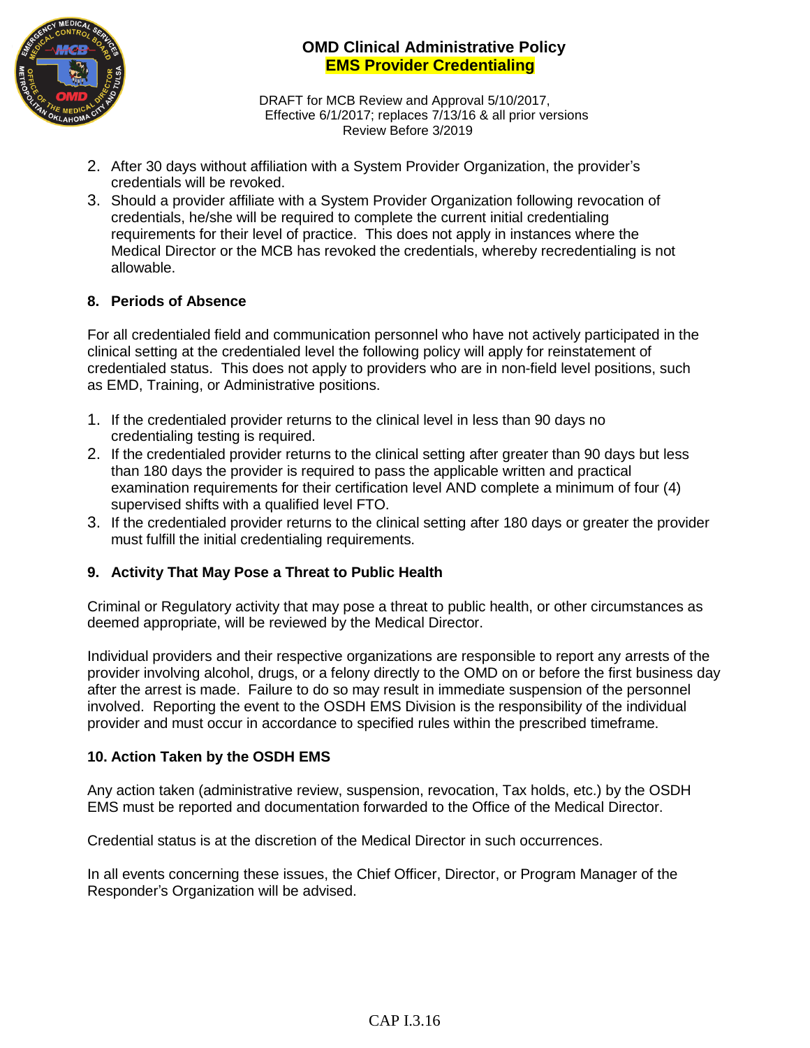2. After 30 days without affiliation with a System Provider Organization, the provider's credentials will be revoked.
3. Should a provider affiliate with a System Provider Organization following revocation of credentials, he/she will be required to complete the current initial credentialing requirements for their level of practice. This does not apply in instances where the Medical Director or the MCB has revoked the credentials, whereby recredentialing is not allowable.

### 8. Periods of Absence

For all credentialed field and communication personnel who have not actively participated in the clinical setting at the credentialed level the following policy will apply for reinstatement of credentialed status. This does not apply to providers who are in non-field level positions, such as EMD, Training, or Administrative positions.

1. If the credentialed provider returns to the clinical level in less than 90 days no credentialing testing is required.
2. If the credentialed provider returns to the clinical setting after greater than 90 days but less than 180 days the provider is required to pass the applicable written and practical examination requirements for their certification level AND complete a minimum of four (4) supervised shifts with a qualified level FTO.
3. If the credentialed provider returns to the clinical setting after 180 days or greater the provider must fulfill the initial credentialing requirements.

### 9. Activity That May Pose a Threat to Public Health

Criminal or Regulatory activity that may pose a threat to public health, or other circumstances as deemed appropriate, will be reviewed by the Medical Director.

Individual providers and their respective organizations are responsible to report any arrests of the provider involving alcohol, drugs, or a felony directly to the OMD on or before the first business day after the arrest is made. Failure to do so may result in immediate suspension of the personnel involved. Reporting the event to the OSDH EMS Division is the responsibility of the individual provider and must occur in accordance to specified rules within the prescribed timeframe.

### 10. Action Taken by the OSDH EMS

Any action taken (administrative review, suspension, revocation, Tax holds, etc.) by the OSDH EMS must be reported and documentation forwarded to the Office of the Medical Director.

Credential status is at the discretion of the Medical Director in such occurrences.

In all events concerning these issues, the Chief Officer, Director, or Program Manager of the Responder's Organization will be advised.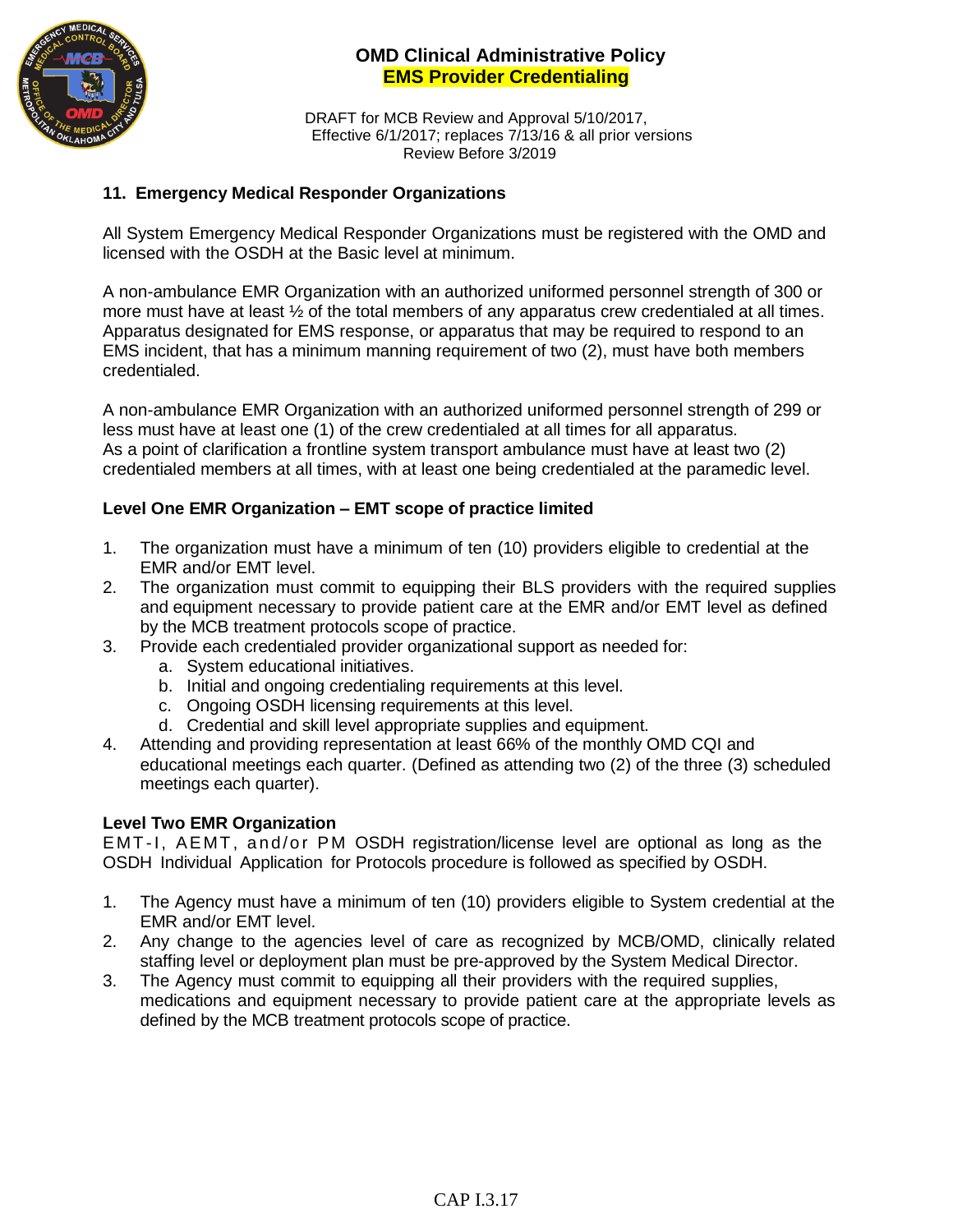## 11. Emergency Medical Responder Organizations

All System Emergency Medical Responder Organizations must be registered with the OMD and licensed with the OSDH at the Basic level at minimum.

A non-ambulance EMR Organization with an authorized uniformed personnel strength of 300 or more must have at least ½ of the total members of any apparatus crew credentialed at all times. Apparatus designated for EMS response, or apparatus that may be required to respond to an EMS incident, that has a minimum manning requirement of two (2), must have both members credentialed.

A non-ambulance EMR Organization with an authorized uniformed personnel strength of 299 or less must have at least one (1) of the crew credentialed at all times for all apparatus. As a point of clarification a frontline system transport ambulance must have at least two (2) credentialed members at all times, with at least one being credentialed at the paramedic level.

### Level One EMR Organization – EMT scope of practice limited

1. The organization must have a minimum of ten (10) providers eligible to credential at the EMR and/or EMT level.
2. The organization must commit to equipping their BLS providers with the required supplies and equipment necessary to provide patient care at the EMR and/or EMT level as defined by the MCB treatment protocols scope of practice.
3. Provide each credentialed provider organizational support as needed for:
   a. System educational initiatives.
   b. Initial and ongoing credentialing requirements at this level.
   c. Ongoing OSDH licensing requirements at this level.
   d. Credential and skill level appropriate supplies and equipment.
4. Attending and providing representation at least 66% of the monthly OMD CQI and educational meetings each quarter. (Defined as attending two (2) of the three (3) scheduled meetings each quarter).

### Level Two EMR Organization

EMT-I, AEMT, and/or PM OSDH registration/license level are optional as long as the OSDH Individual Application for Protocols procedure is followed as specified by OSDH.

1. The Agency must have a minimum of ten (10) providers eligible to System credential at the EMR and/or EMT level.
2. Any change to the agencies level of care as recognized by MCB/OMD, clinically related staffing level or deployment plan must be pre-approved by the System Medical Director.
3. The Agency must commit to equipping all their providers with the required supplies, medications and equipment necessary to provide patient care at the appropriate levels as defined by the MCB treatment protocols scope of practice.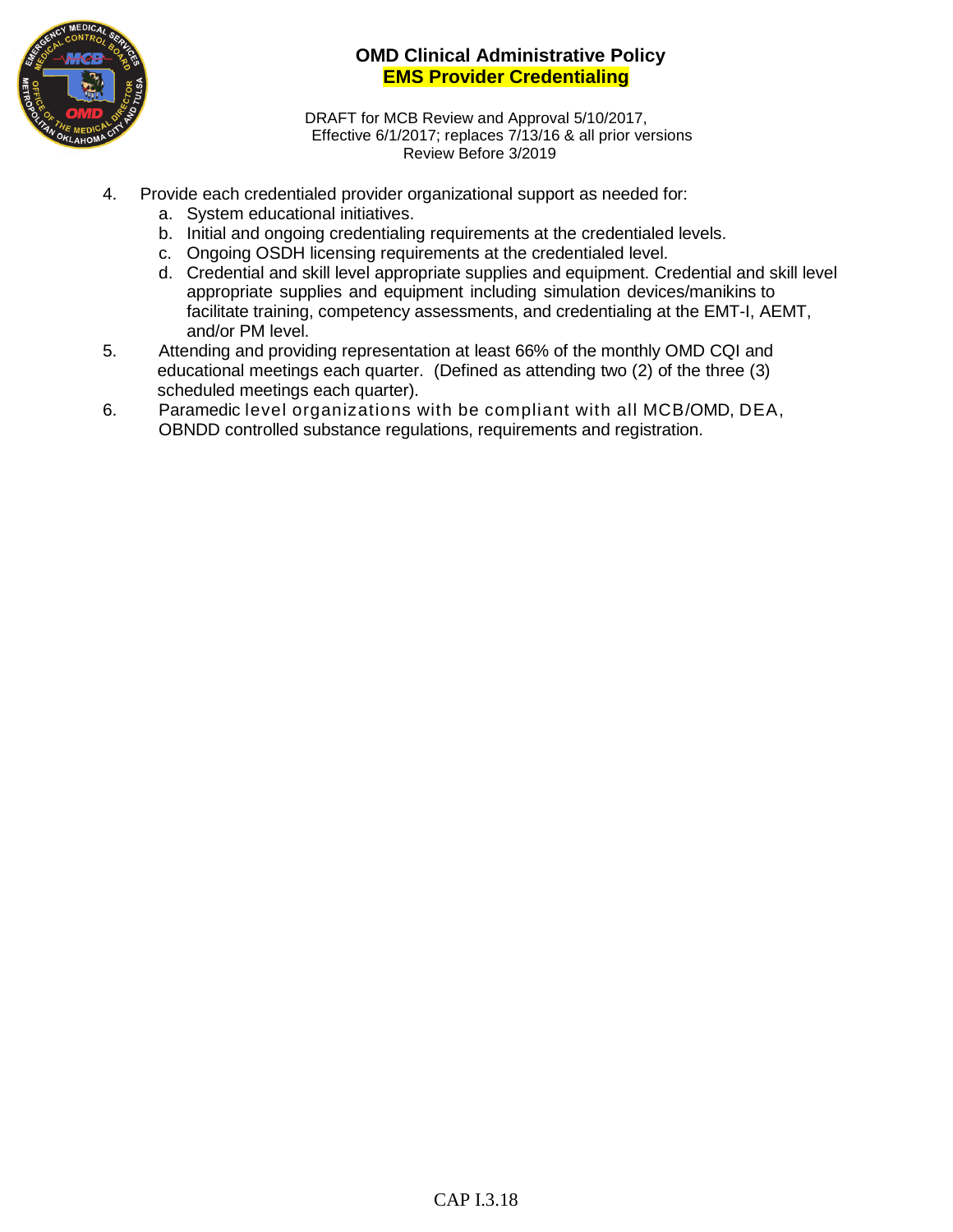4. Provide each credentialed provider organizational support as needed for:
   a. System educational initiatives.
   b. Initial and ongoing credentialing requirements at the credentialed levels.
   c. Ongoing OSDH licensing requirements at the credentialed level.
   d. Credential and skill level appropriate supplies and equipment. Credential and skill level appropriate supplies and equipment including simulation devices/manikins to facilitate training, competency assessments, and credentialing at the EMT-I, AEMT, and/or PM level.
5. Attending and providing representation at least 66% of the monthly OMD CQI and educational meetings each quarter. (Defined as attending two (2) of the three (3) scheduled meetings each quarter).
6. Paramedic level organizations with be compliant with all MCB/OMD, DEA, OBNDD controlled substance regulations, requirements and registration.